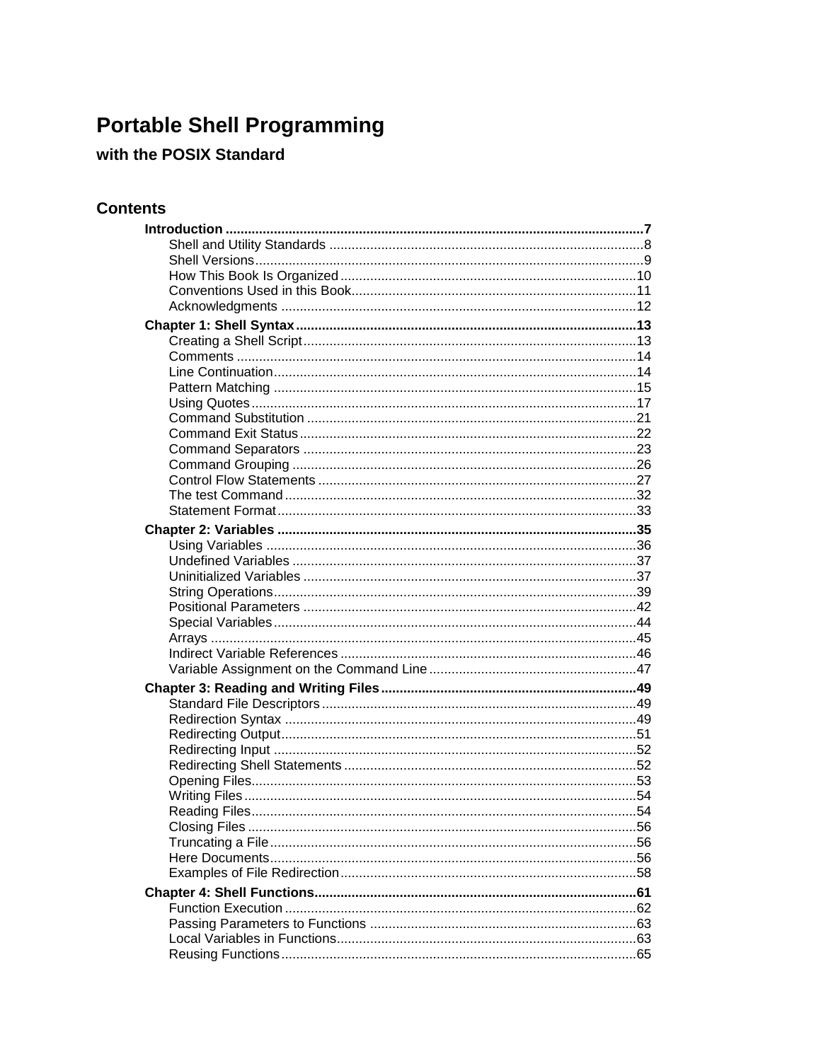# Portable Shell Programming

## with the POSIX Standard

## Contents

**Introduction ........................................................................................7**
- Shell and Utility Standards ....................................................................8
- Shell Versions.........................................................................................9
- How This Book Is Organized................................................................10
- Conventions Used in this Book.............................................................11
- Acknowledgments ................................................................................12

**Chapter 1: Shell Syntax..........................................................................13**
- Creating a Shell Script..........................................................................13
- Comments ............................................................................................14
- Line Continuation..................................................................................14
- Pattern Matching ..................................................................................15
- Using Quotes........................................................................................17
- Command Substitution .........................................................................21
- Command Exit Status...........................................................................22
- Command Separators ..........................................................................23
- Command Grouping .............................................................................26
- Control Flow Statements ......................................................................27
- The test Command...............................................................................32
- Statement Format.................................................................................33

**Chapter 2: Variables .............................................................................35**
- Using Variables ....................................................................................36
- Undefined Variables .............................................................................37
- Uninitialized Variables ..........................................................................37
- String Operations..................................................................................39
- Positional Parameters ..........................................................................42
- Special Variables..................................................................................44
- Arrays ...................................................................................................45
- Indirect Variable References ................................................................46
- Variable Assignment on the Command Line.........................................47

**Chapter 3: Reading and Writing Files.....................................................49**
- Standard File Descriptors.....................................................................49
- Redirection Syntax ...............................................................................49
- Redirecting Output................................................................................51
- Redirecting Input ..................................................................................52
- Redirecting Shell Statements ...............................................................52
- Opening Files........................................................................................53
- Writing Files..........................................................................................54
- Reading Files........................................................................................54
- Closing Files .........................................................................................56
- Truncating a File...................................................................................56
- Here Documents...................................................................................56
- Examples of File Redirection................................................................58

**Chapter 4: Shell Functions.....................................................................61**
- Function Execution ...............................................................................62
- Passing Parameters to Functions ........................................................63
- Local Variables in Functions.................................................................63
- Reusing Functions................................................................................65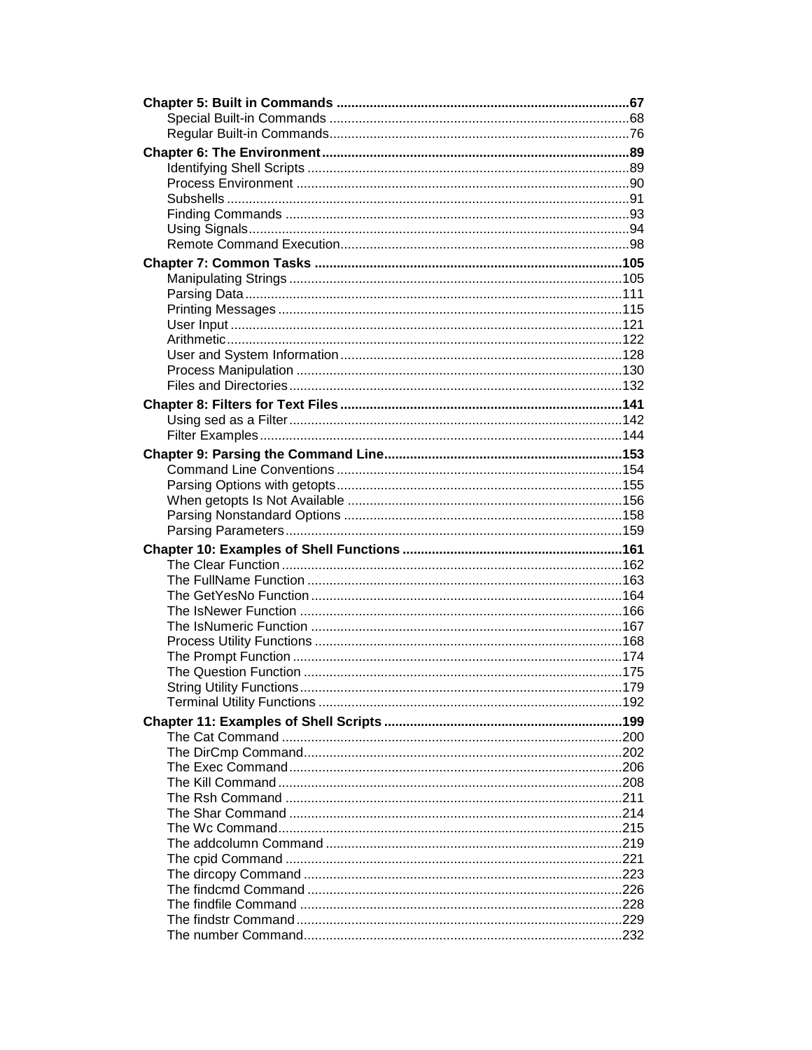**Chapter 5: Built in Commands** ............................................................................67
- Special Built-in Commands ..........................................................................68
- Regular Built-in Commands...........................................................................76

**Chapter 6: The Environment**.................................................................................89
- Identifying Shell Scripts ................................................................................89
- Process Environment ....................................................................................90
- Subshells .......................................................................................................91
- Finding Commands .......................................................................................93
- Using Signals.................................................................................................94
- Remote Command Execution........................................................................98

**Chapter 7: Common Tasks** ...................................................................................105
- Manipulating Strings ....................................................................................105
- Parsing Data ................................................................................................111
- Printing Messages .......................................................................................115
- User Input ....................................................................................................121
- Arithmetic.....................................................................................................122
- User and System Information ......................................................................128
- Process Manipulation ..................................................................................130
- Files and Directories ....................................................................................132

**Chapter 8: Filters for Text Files** ..........................................................................141
- Using sed as a Filter ....................................................................................142
- Filter Examples............................................................................................144

**Chapter 9: Parsing the Command Line**...............................................................153
- Command Line Conventions ........................................................................154
- Parsing Options with getopts........................................................................155
- When getopts Is Not Available .....................................................................156
- Parsing Nonstandard Options ......................................................................158
- Parsing Parameters......................................................................................159

**Chapter 10: Examples of Shell Functions** ..........................................................161
- The Clear Function ......................................................................................162
- The FullName Function ...............................................................................163
- The GetYesNo Function ..............................................................................164
- The IsNewer Function .................................................................................166
- The IsNumeric Function ..............................................................................167
- Process Utility Functions .............................................................................168
- The Prompt Function ...................................................................................174
- The Question Function ................................................................................175
- String Utility Functions.................................................................................179
- Terminal Utility Functions ............................................................................192

**Chapter 11: Examples of Shell Scripts** ...............................................................199
- The Cat Command ......................................................................................200
- The DirCmp Command................................................................................202
- The Exec Command....................................................................................206
- The Kill Command .......................................................................................208
- The Rsh Command .....................................................................................211
- The Shar Command ....................................................................................214
- The Wc Command.......................................................................................215
- The addcolumn Command ..........................................................................219
- The cpid Command .....................................................................................221
- The dircopy Command ................................................................................223
- The findcmd Command ...............................................................................226
- The findfile Command .................................................................................228
- The findstr Command ..................................................................................229
- The number Command................................................................................232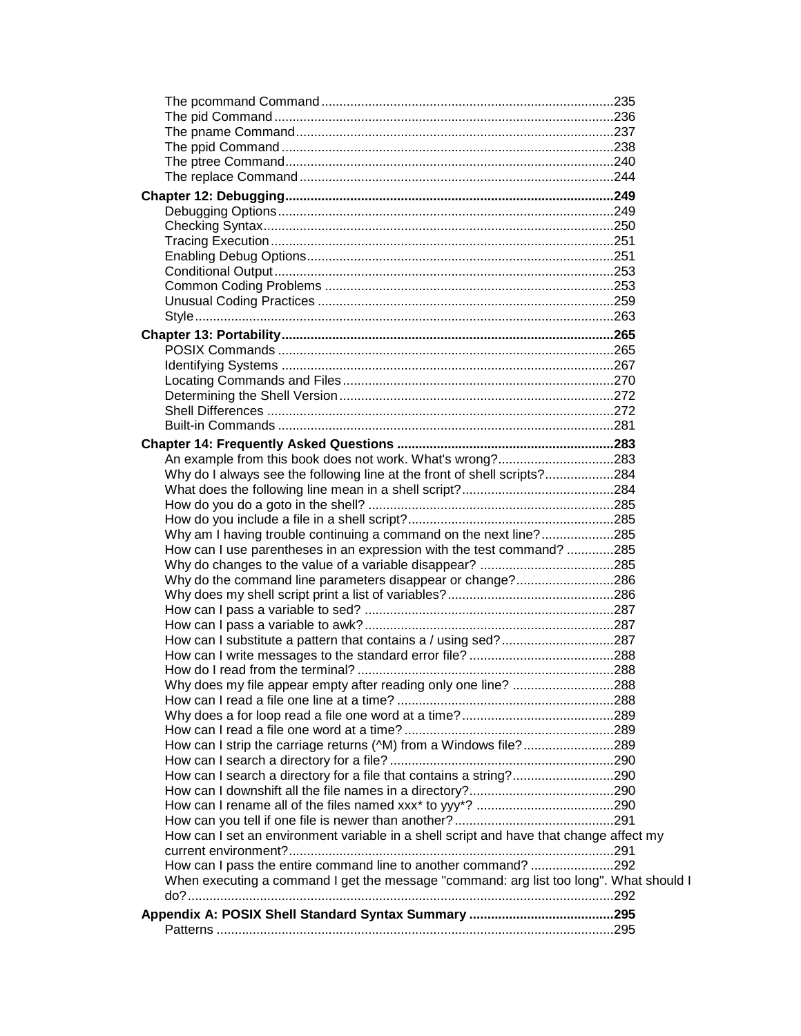- The pcommand Command ....235
- The pid Command ....236
- The pname Command ....237
- The ppid Command ....238
- The ptree Command ....240
- The replace Command ....244

**Chapter 12: Debugging ....249**

- Debugging Options ....249
- Checking Syntax ....250
- Tracing Execution ....251
- Enabling Debug Options ....251
- Conditional Output ....253
- Common Coding Problems ....253
- Unusual Coding Practices ....259
- Style ....263

**Chapter 13: Portability ....265**

- POSIX Commands ....265
- Identifying Systems ....267
- Locating Commands and Files ....270
- Determining the Shell Version ....272
- Shell Differences ....272
- Built-in Commands ....281

**Chapter 14: Frequently Asked Questions ....283**

- An example from this book does not work. What's wrong? ....283
- Why do I always see the following line at the front of shell scripts? ....284
- What does the following line mean in a shell script? ....284
- How do you do a goto in the shell? ....285
- How do you include a file in a shell script? ....285
- Why am I having trouble continuing a command on the next line? ....285
- How can I use parentheses in an expression with the test command? ....285
- Why do changes to the value of a variable disappear? ....285
- Why do the command line parameters disappear or change? ....286
- Why does my shell script print a list of variables? ....286
- How can I pass a variable to sed? ....287
- How can I pass a variable to awk? ....287
- How can I substitute a pattern that contains a / using sed? ....287
- How can I write messages to the standard error file? ....288
- How do I read from the terminal? ....288
- Why does my file appear empty after reading only one line? ....288
- How can I read a file one line at a time? ....288
- Why does a for loop read a file one word at a time? ....289
- How can I read a file one word at a time? ....289
- How can I strip the carriage returns (^M) from a Windows file? ....289
- How can I search a directory for a file? ....290
- How can I search a directory for a file that contains a string? ....290
- How can I downshift all the file names in a directory? ....290
- How can I rename all of the files named xxx* to yyy*? ....290
- How can you tell if one file is newer than another? ....291
- How can I set an environment variable in a shell script and have that change affect my current environment? ....291
- How can I pass the entire command line to another command? ....292
- When executing a command I get the message "command: arg list too long". What should I do? ....292

**Appendix A: POSIX Shell Standard Syntax Summary ....295**

- Patterns ....295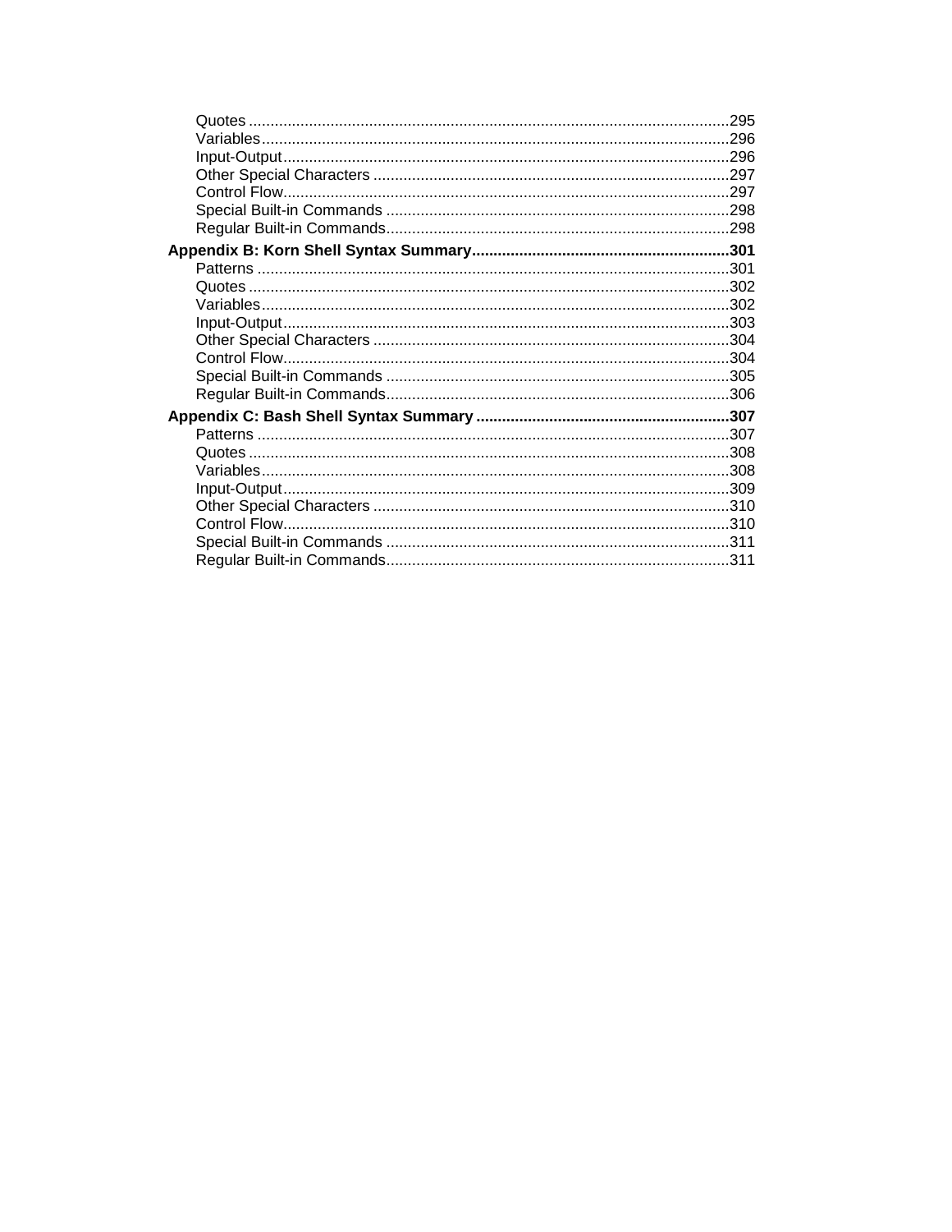- Quotes ........................................................................................................295
- Variables......................................................................................................296
- Input-Output.................................................................................................296
- Other Special Characters ...........................................................................297
- Control Flow.................................................................................................297
- Special Built-in Commands ........................................................................298
- Regular Built-in Commands........................................................................298

**Appendix B: Korn Shell Syntax Summary...........................................................301**

- Patterns .......................................................................................................301
- Quotes ........................................................................................................302
- Variables......................................................................................................302
- Input-Output.................................................................................................303
- Other Special Characters ...........................................................................304
- Control Flow.................................................................................................304
- Special Built-in Commands ........................................................................305
- Regular Built-in Commands........................................................................306

**Appendix C: Bash Shell Syntax Summary ..........................................................307**

- Patterns .......................................................................................................307
- Quotes ........................................................................................................308
- Variables......................................................................................................308
- Input-Output.................................................................................................309
- Other Special Characters ...........................................................................310
- Control Flow.................................................................................................310
- Special Built-in Commands ........................................................................311
- Regular Built-in Commands........................................................................311